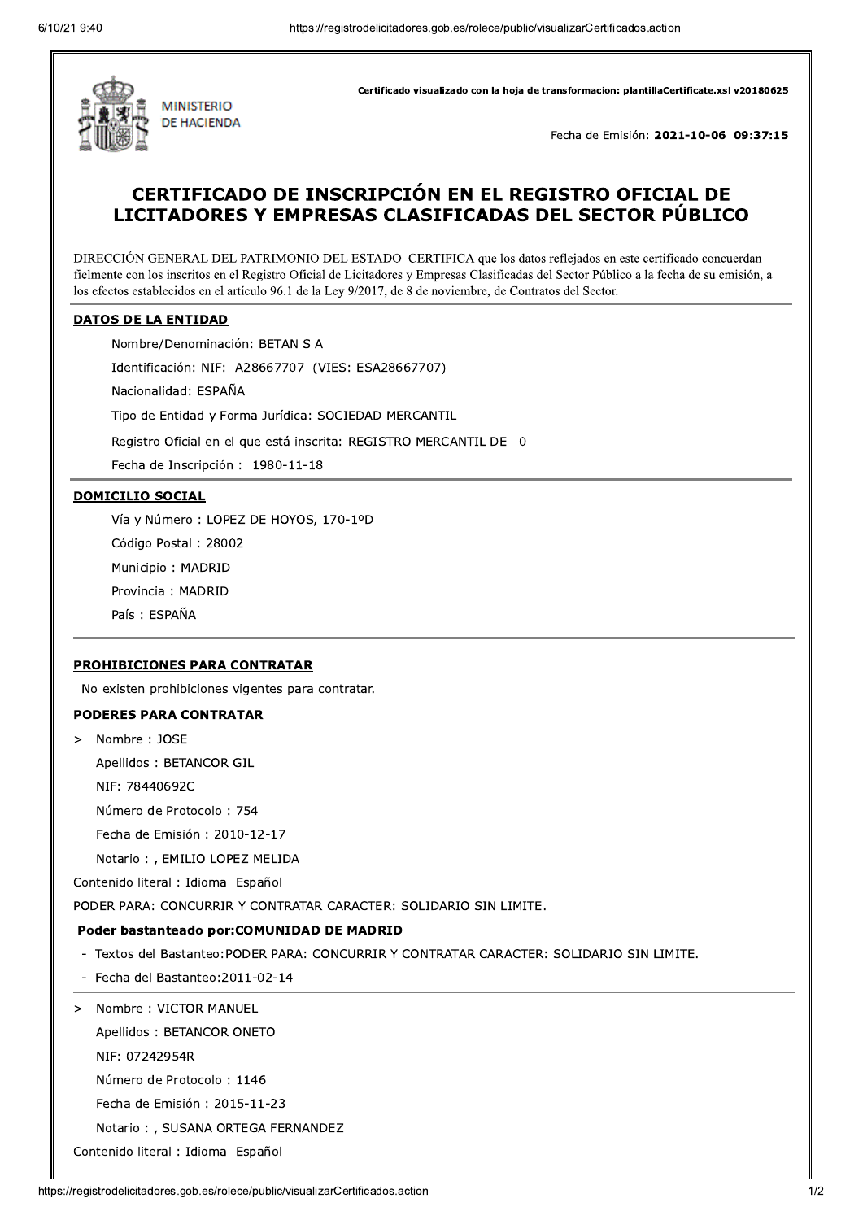MINISTERIO DE HACIENDA

Certificado visualizado con la hoja de transformacion: plantillaCertificate.xsl v20180625

Fecha de Emisión: **2021-10-06 09:37:15**

# CERTIFICADO DE INSCRIPCIÓN EN EL REGISTRO OFICIAL DE LICITADORES Y EMPRESAS CLASIFICADAS DEL SECTOR PÚBLICO

DIRECCIÓN GENERAL DEL PATRIMONIO DEL ESTADO CERTIFICA que los datos reflejados en este certificado concuerdan fielmente con los inscritos en el Registro Oficial de Licitadores y Empresas Clasificadas del Sector Público a la fecha de su emisión, a los efectos establecidos en el artículo 96.1 de la Ley 9/2017, de 8 de noviembre, de Contratos del Sector.

## DATOS DE LA ENTIDAD

Nombre/Denominación: BETAN S A

Identificación: NIF: A28667707 (VIES: ESA28667707)

Nacionalidad: ESPAÑA

Tipo de Entidad y Forma Jurídica: SOCIEDAD MERCANTIL

Registro Oficial en el que está inscrita: REGISTRO MERCANTIL DE 0

Fecha de Inscripción : 1980-11-18

## DOMICILIO SOCIAL

Vía y Número : LOPEZ DE HOYOS, 170-1ºD

Código Postal : 28002

Municipio : MADRID

Provincia : MADRID

País : ESPAÑA

## PROHIBICIONES PARA CONTRATAR

No existen prohibiciones vigentes para contratar.

## PODERES PARA CONTRATAR

> Nombre : JOSE

Apellidos : BETANCOR GIL

NIF: 78440692C

Número de Protocolo : 754

Fecha de Emisión : 2010-12-17

Notario : , EMILIO LOPEZ MELIDA

Contenido literal : Idioma Español

PODER PARA: CONCURRIR Y CONTRATAR CARACTER: SOLIDARIO SIN LIMITE.

**Poder bastanteado por:COMUNIDAD DE MADRID**

- Textos del Bastanteo:PODER PARA: CONCURRIR Y CONTRATAR CARACTER: SOLIDARIO SIN LIMITE.
- Fecha del Bastanteo:2011-02-14

---

> Nombre : VICTOR MANUEL

Apellidos : BETANCOR ONETO

NIF: 07242954R

Número de Protocolo : 1146

Fecha de Emisión : 2015-11-23

Notario : , SUSANA ORTEGA FERNANDEZ

Contenido literal : Idioma Español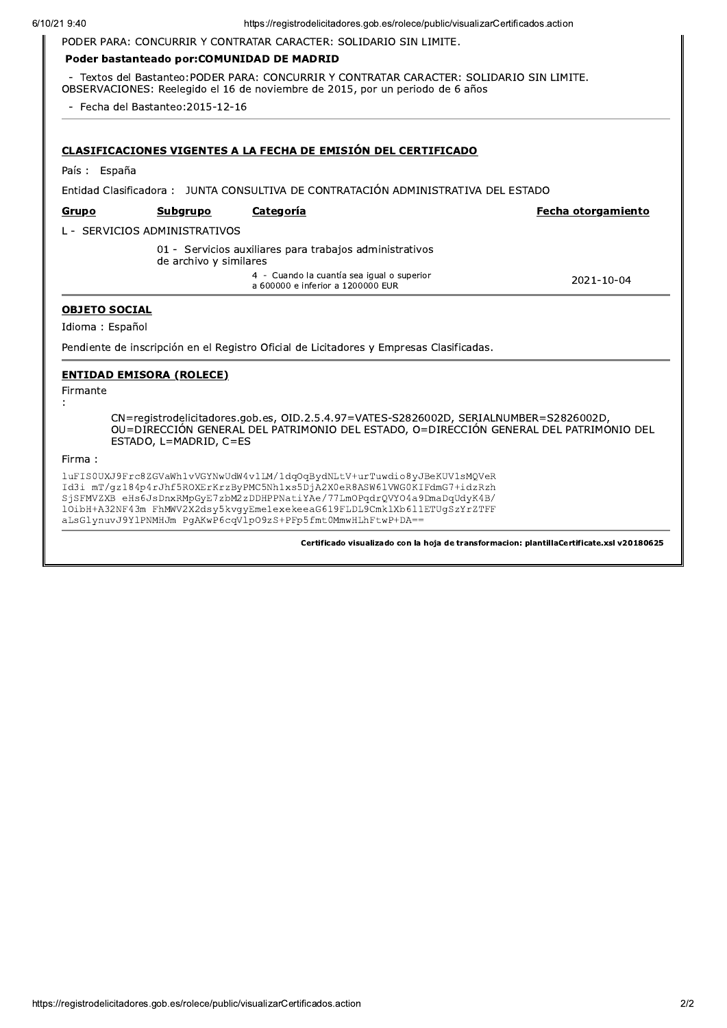PODER PARA: CONCURRIR Y CONTRATAR CARACTER: SOLIDARIO SIN LIMITE.

**Poder bastanteado por:COMUNIDAD DE MADRID**

- Textos del Bastanteo:PODER PARA: CONCURRIR Y CONTRATAR CARACTER: SOLIDARIO SIN LIMITE. OBSERVACIONES: Reelegido el 16 de noviembre de 2015, por un periodo de 6 años
- Fecha del Bastanteo:2015-12-16

## CLASIFICACIONES VIGENTES A LA FECHA DE EMISIÓN DEL CERTIFICADO

País : España

Entidad Clasificadora : JUNTA CONSULTIVA DE CONTRATACIÓN ADMINISTRATIVA DEL ESTADO

| Grupo | Subgrupo | Categoría | Fecha otorgamiento |
|---|---|---|---|
| L - SERVICIOS ADMINISTRATIVOS | | | |
| | 01 - Servicios auxiliares para trabajos administrativos de archivo y similares | | |
| | | 4 - Cuando la cuantía sea igual o superior a 600000 e inferior a 1200000 EUR | 2021-10-04 |

## OBJETO SOCIAL

Idioma : Español

Pendiente de inscripción en el Registro Oficial de Licitadores y Empresas Clasificadas.

## ENTIDAD EMISORA (ROLECE)

Firmante
:

CN=registrodelicitadores.gob.es, OID.2.5.4.97=VATES-S2826002D, SERIALNUMBER=S2826002D, OU=DIRECCIÓN GENERAL DEL PATRIMONIO DEL ESTADO, O=DIRECCIÓN GENERAL DEL PATRIMONIO DEL ESTADO, L=MADRID, C=ES

Firma :

```
luFIS0UXJ9Frc8ZGVaWh1vVGYNwUdW4v1LM/1dqOqBydNLtV+urTuwdio8yJBeKUV1sMQVeR
Id3i mT/gz184p4rJhf5ROXErKrzByPMC5Nh1xs5DjA2X0eR8ASW61VWG0KIFdmG7+idzRzh
SjSFMVZXB eHs6JsDnxRMpGyE7zbM2zDDHPPNatiYAe/77LmOPqdrQVYO4a9DmaDqUdyK4B/
lOibH+A32NF43m FhMWV2X2dsy5kvgyEme1exekeeaG619FLDL9Cmk1Xb611ETUgSzYrZTFF
aLsG1ynuvJ9Y1PNMHJm PgAKwP6cqVlpO9zS+PFp5fmt0MmwHLhFtwP+DA==
```

**Certificado visualizado con la hoja de transformacion: plantillaCertificate.xsl v20180625**